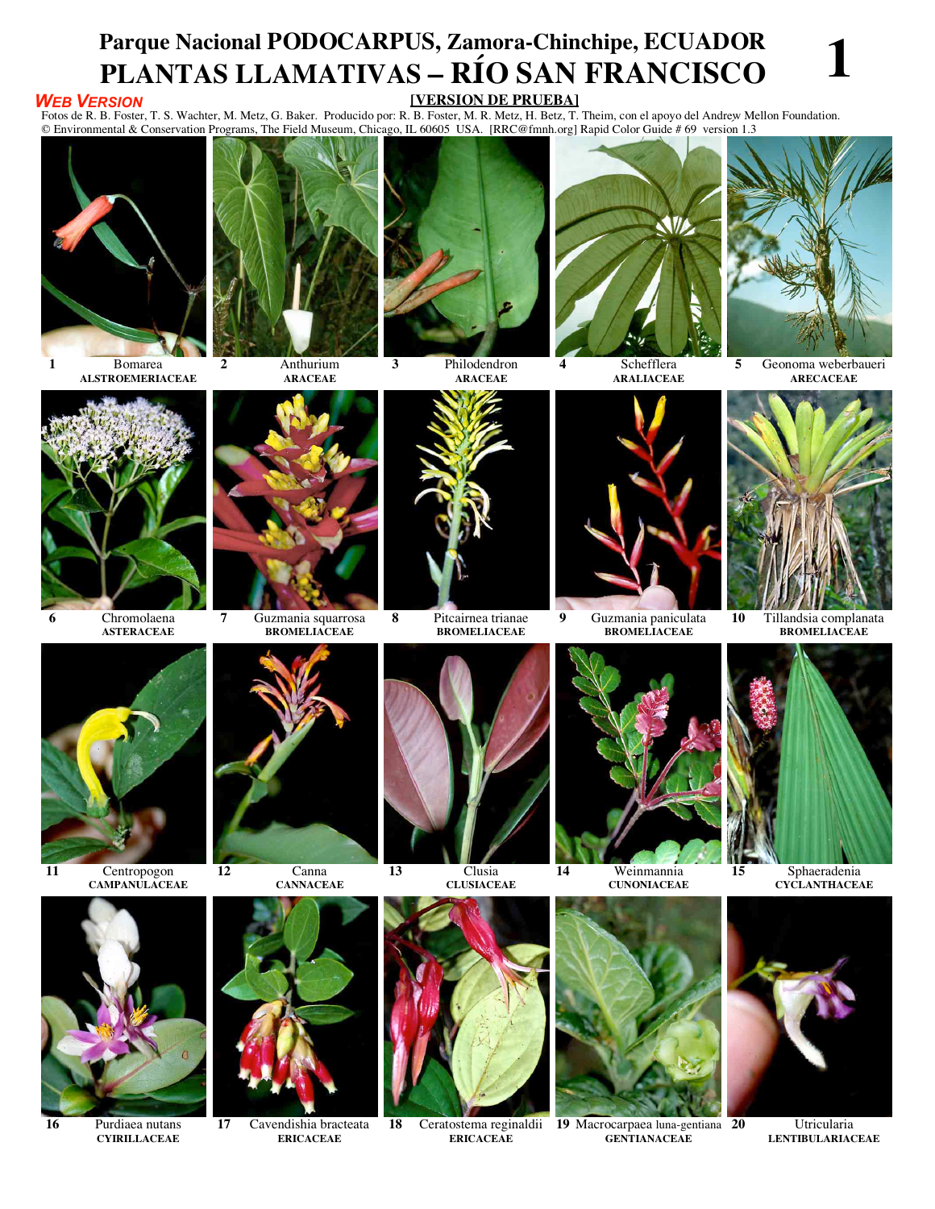# Parque Nacional PODOCARPUS, Zamora-Chinchipe, ECUADOR
# PLANTAS LLAMATIVAS – RÍO SAN FRANCISCO

1

*WEB VERSION*

[VERSION DE PRUEBA]

Fotos de R. B. Foster, T. S. Wachter, M. Metz, G. Baker. Producido por: R. B. Foster, M. R. Metz, H. Betz, T. Theim, con el apoyo del Andrew Mellon Foundation.
© Environmental & Conservation Programs, The Field Museum, Chicago, IL 60605 USA. [RRC@fmnh.org] Rapid Color Guide # 69 version 1.3

1 Bomarea
**ALSTROEMERIACEAE**

2 Anthurium
**ARACEAE**

3 Philodendron
**ARACEAE**

4 Schefflera
**ARALIACEAE**

5 Geonoma weberbaueri
**ARECACEAE**

6 Chromolaena
**ASTERACEAE**

7 Guzmania squarrosa
**BROMELIACEAE**

8 Pitcairnea trianae
**BROMELIACEAE**

9 Guzmania paniculata
**BROMELIACEAE**

10 Tillandsia complanata
**BROMELIACEAE**

11 Centropogon
**CAMPANULACEAE**

12 Canna
**CANNACEAE**

13 Clusia
**CLUSIACEAE**

14 Weinmannia
**CUNONIACEAE**

15 Sphaeradenia
**CYCLANTHACEAE**

16 Purdiaea nutans
**CYRILLACEAE**

17 Cavendishia bracteata
**ERICACEAE**

18 Ceratostema reginaldii
**ERICACEAE**

19 Macrocarpaea luna-gentiana
**GENTIANACEAE**

20 Utricularia
**LENTIBULARIACEAE**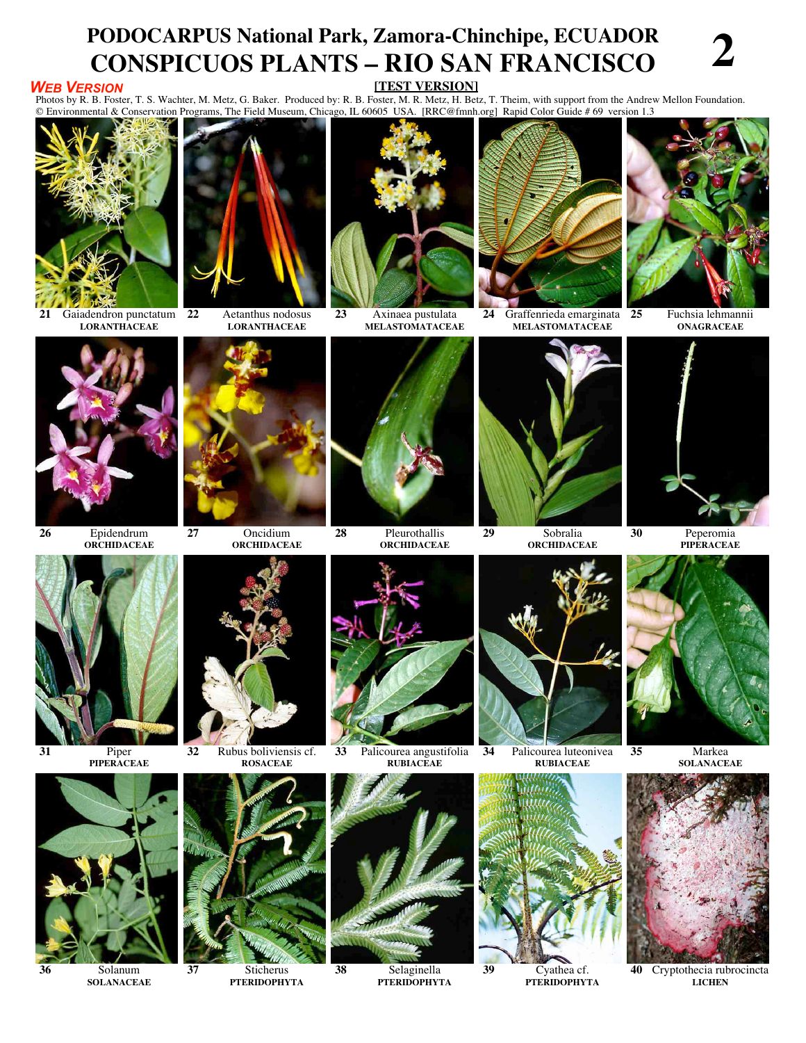# PODOCARPUS National Park, Zamora-Chinchipe, ECUADOR
# CONSPICUOS PLANTS – RIO SAN FRANCISCO

**2**

***WEB VERSION***

**[TEST VERSION]**

Photos by R. B. Foster, T. S. Wachter, M. Metz, G. Baker. Produced by: R. B. Foster, M. R. Metz, H. Betz, T. Theim, with support from the Andrew Mellon Foundation.
© Environmental & Conservation Programs, The Field Museum, Chicago, IL 60605 USA. [RRC@fmnh.org] Rapid Color Guide # 69 version 1.3

**21** Gaiadendron punctatum
**LORANTHACEAE**

**22** Aetanthus nodosus
**LORANTHACEAE**

**23** Axinaea pustulata
**MELASTOMATACEAE**

**24** Graffenrieda emarginata
**MELASTOMATACEAE**

**25** Fuchsia lehmannii
**ONAGRACEAE**

**26** Epidendrum
**ORCHIDACEAE**

**27** Oncidium
**ORCHIDACEAE**

**28** Pleurothallis
**ORCHIDACEAE**

**29** Sobralia
**ORCHIDACEAE**

**30** Peperomia
**PIPERACEAE**

**31** Piper
**PIPERACEAE**

**32** Rubus boliviensis cf.
**ROSACEAE**

**33** Palicourea angustifolia
**RUBIACEAE**

**34** Palicourea luteonivea
**RUBIACEAE**

**35** Markea
**SOLANACEAE**

**36** Solanum
**SOLANACEAE**

**37** Sticherus
**PTERIDOPHYTA**

**38** Selaginella
**PTERIDOPHYTA**

**39** Cyathea cf.
**PTERIDOPHYTA**

**40** Cryptothecia rubrocincta
**LICHEN**